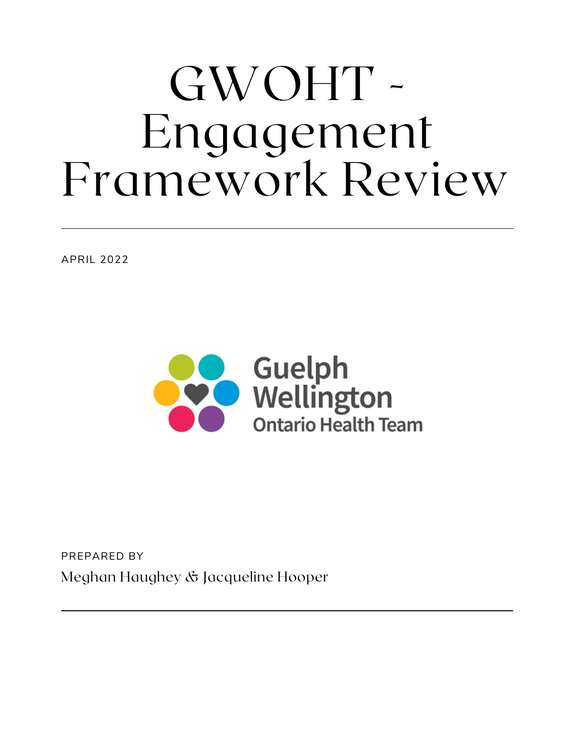# GWOHT - Engagement Framework Review

APRIL 2022

Guelph Wellington Ontario Health Team

PREPARED BY

Meghan Haughey & Jacqueline Hooper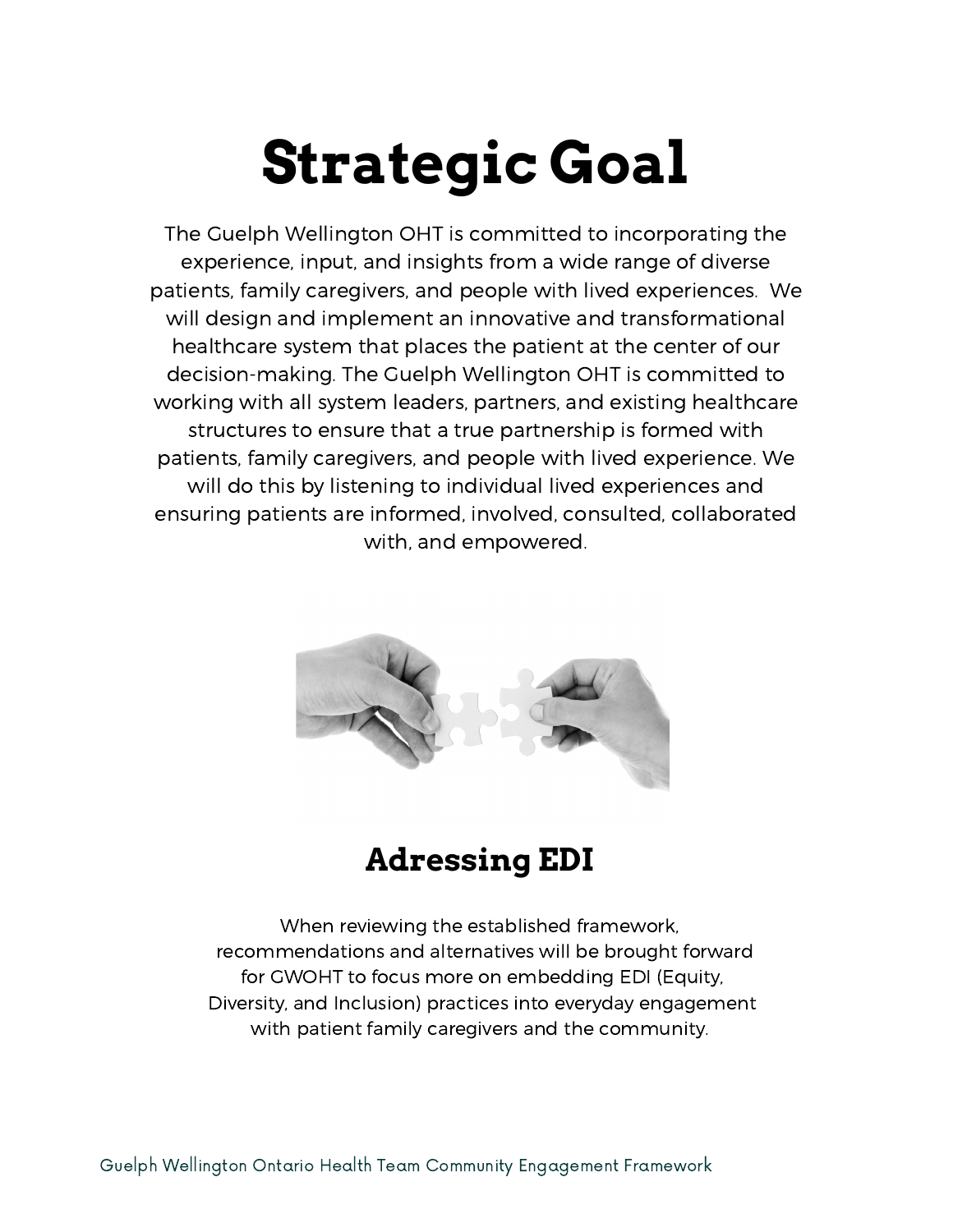# Strategic Goal

The Guelph Wellington OHT is committed to incorporating the experience, input, and insights from a wide range of diverse patients, family caregivers, and people with lived experiences. We will design and implement an innovative and transformational healthcare system that places the patient at the center of our decision-making. The Guelph Wellington OHT is committed to working with all system leaders, partners, and existing healthcare structures to ensure that a true partnership is formed with patients, family caregivers, and people with lived experience. We will do this by listening to individual lived experiences and ensuring patients are informed, involved, consulted, collaborated with, and empowered.

## Adressing EDI

When reviewing the established framework, recommendations and alternatives will be brought forward for GWOHT to focus more on embedding EDI (Equity, Diversity, and Inclusion) practices into everyday engagement with patient family caregivers and the community.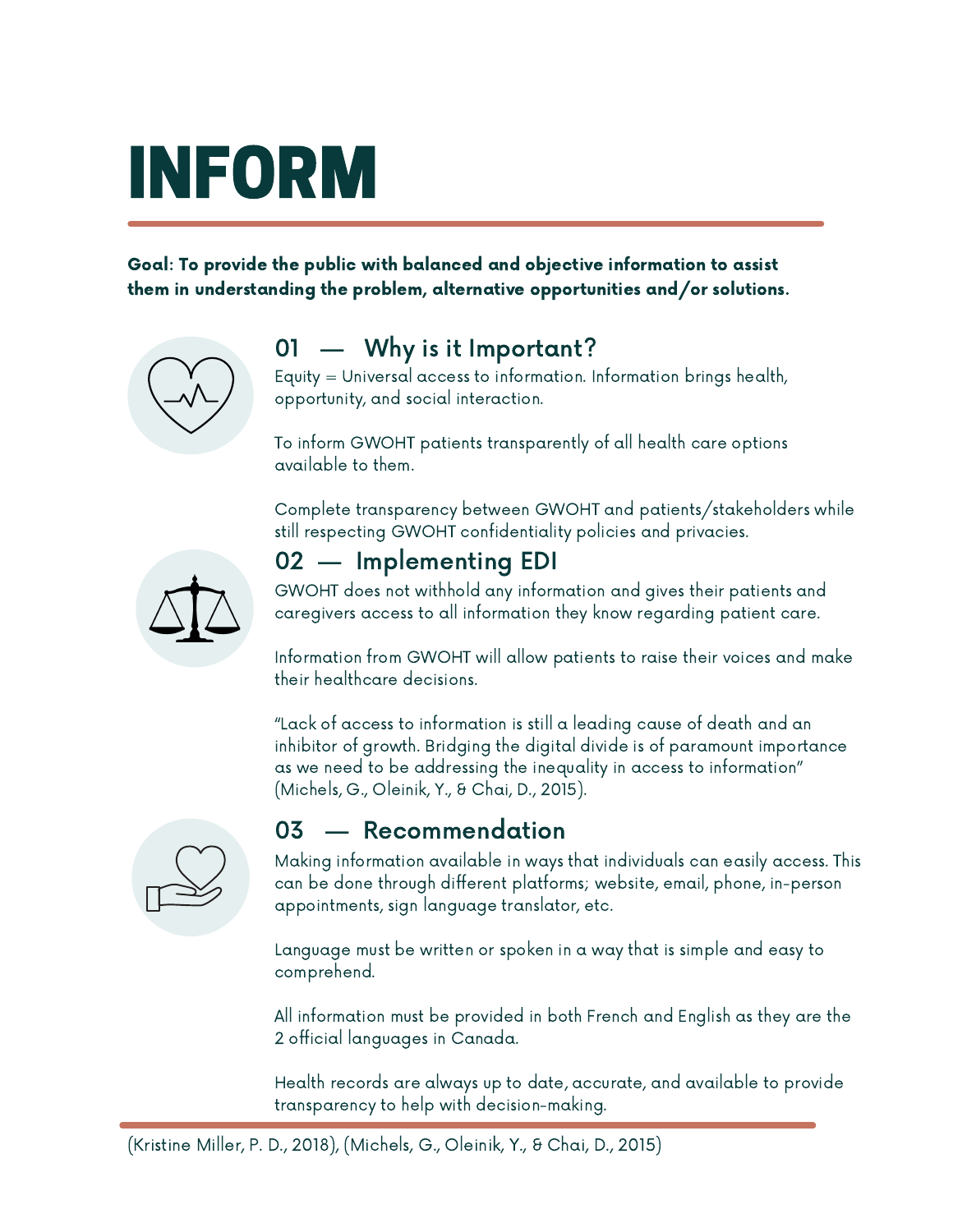# INFORM

**Goal: To provide the public with balanced and objective information to assist them in understanding the problem, alternative opportunities and/or solutions.**

## 01 — Why is it Important?

Equity = Universal access to information. Information brings health, opportunity, and social interaction.

To inform GWOHT patients transparently of all health care options available to them.

Complete transparency between GWOHT and patients/stakeholders while still respecting GWOHT confidentiality policies and privacies.

## 02 — Implementing EDI

GWOHT does not withhold any information and gives their patients and caregivers access to all information they know regarding patient care.

Information from GWOHT will allow patients to raise their voices and make their healthcare decisions.

"Lack of access to information is still a leading cause of death and an inhibitor of growth. Bridging the digital divide is of paramount importance as we need to be addressing the inequality in access to information" (Michels, G., Oleinik, Y., & Chai, D., 2015).

## 03 — Recommendation

Making information available in ways that individuals can easily access. This can be done through different platforms; website, email, phone, in-person appointments, sign language translator, etc.

Language must be written or spoken in a way that is simple and easy to comprehend.

All information must be provided in both French and English as they are the 2 official languages in Canada.

Health records are always up to date, accurate, and available to provide transparency to help with decision-making.

(Kristine Miller, P. D., 2018), (Michels, G., Oleinik, Y., & Chai, D., 2015)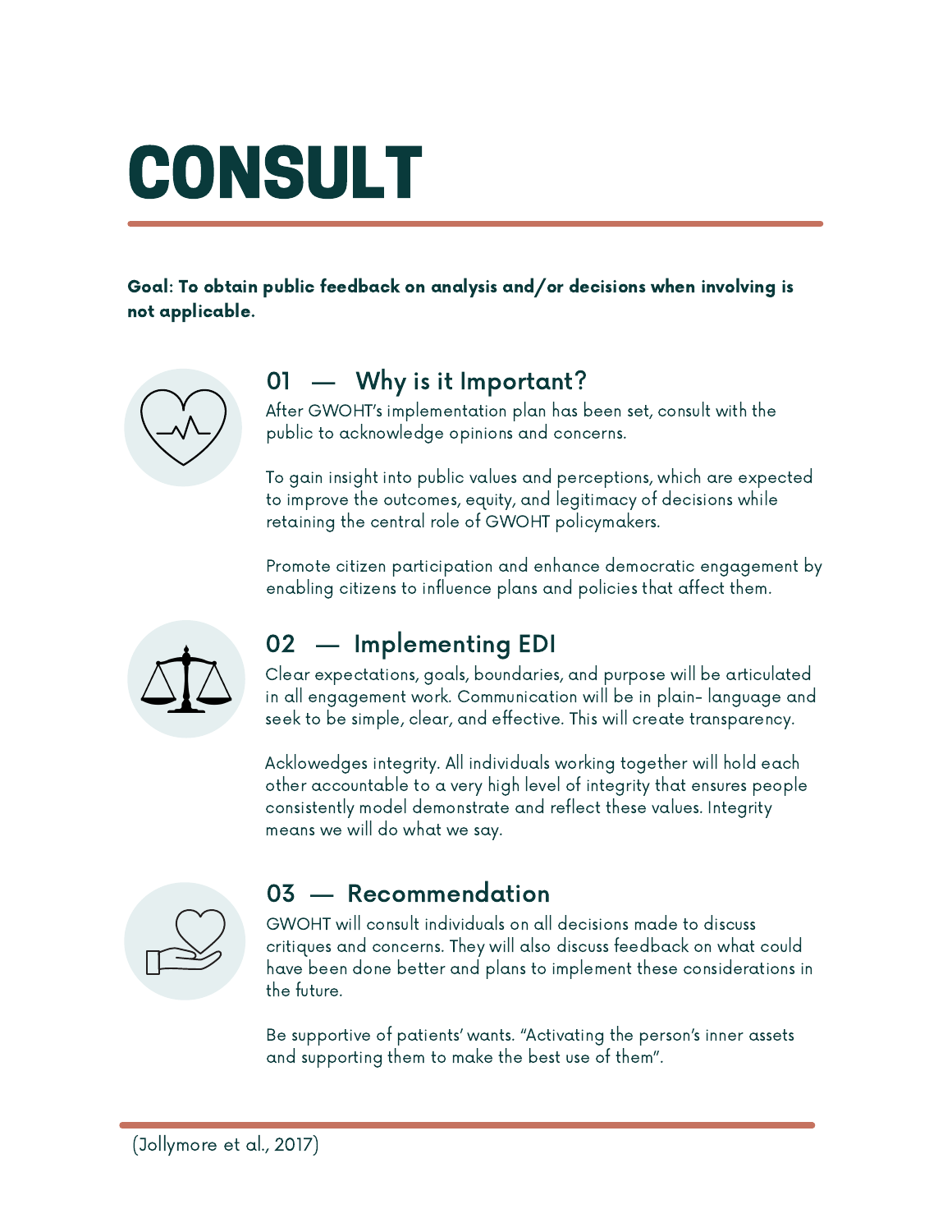# CONSULT

**Goal: To obtain public feedback on analysis and/or decisions when involving is not applicable.**

## 01 — Why is it Important?

After GWOHT's implementation plan has been set, consult with the public to acknowledge opinions and concerns.

To gain insight into public values and perceptions, which are expected to improve the outcomes, equity, and legitimacy of decisions while retaining the central role of GWOHT policymakers.

Promote citizen participation and enhance democratic engagement by enabling citizens to influence plans and policies that affect them.

## 02 — Implementing EDI

Clear expectations, goals, boundaries, and purpose will be articulated in all engagement work. Communication will be in plain- language and seek to be simple, clear, and effective. This will create transparency.

Acklowedges integrity. All individuals working together will hold each other accountable to a very high level of integrity that ensures people consistently model demonstrate and reflect these values. Integrity means we will do what we say.

## 03 — Recommendation

GWOHT will consult individuals on all decisions made to discuss critiques and concerns. They will also discuss feedback on what could have been done better and plans to implement these considerations in the future.

Be supportive of patients' wants. "Activating the person's inner assets and supporting them to make the best use of them".

(Jollymore et al., 2017)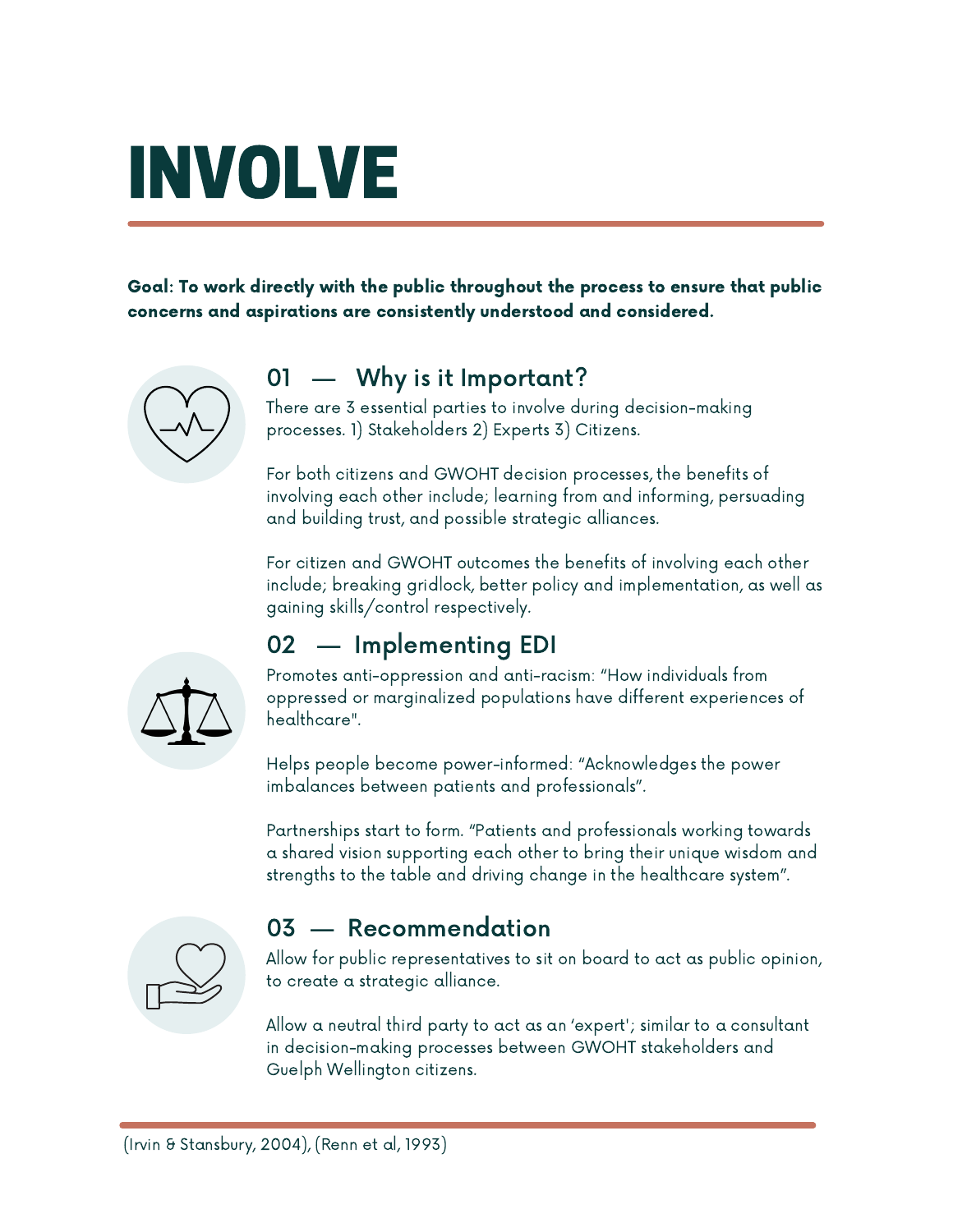# INVOLVE

**Goal: To work directly with the public throughout the process to ensure that public concerns and aspirations are consistently understood and considered.**

## 01 — Why is it Important?

There are 3 essential parties to involve during decision-making processes. 1) Stakeholders 2) Experts 3) Citizens.

For both citizens and GWOHT decision processes, the benefits of involving each other include; learning from and informing, persuading and building trust, and possible strategic alliances.

For citizen and GWOHT outcomes the benefits of involving each other include; breaking gridlock, better policy and implementation, as well as gaining skills/control respectively.

## 02 — Implementing EDI

Promotes anti-oppression and anti-racism: "How individuals from oppressed or marginalized populations have different experiences of healthcare".

Helps people become power-informed: "Acknowledges the power imbalances between patients and professionals".

Partnerships start to form. "Patients and professionals working towards a shared vision supporting each other to bring their unique wisdom and strengths to the table and driving change in the healthcare system".

## 03 — Recommendation

Allow for public representatives to sit on board to act as public opinion, to create a strategic alliance.

Allow a neutral third party to act as an 'expert'; similar to a consultant in decision-making processes between GWOHT stakeholders and Guelph Wellington citizens.

(Irvin & Stansbury, 2004), (Renn et al, 1993)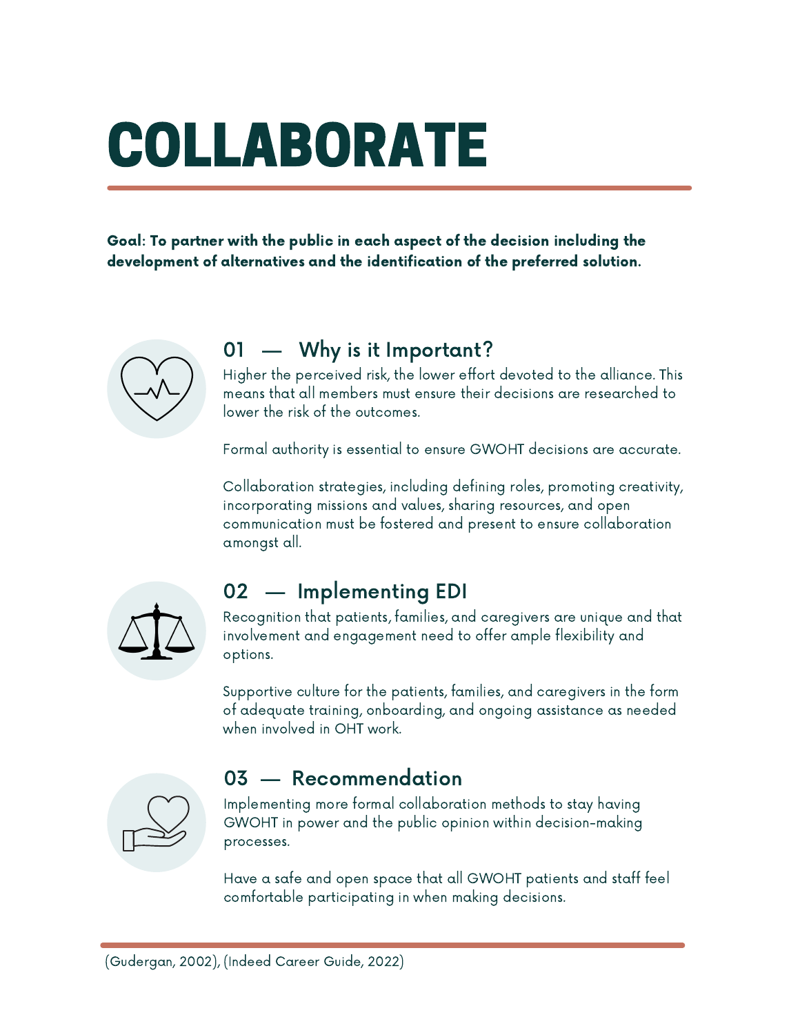# COLLABORATE

**Goal: To partner with the public in each aspect of the decision including the development of alternatives and the identification of the preferred solution.**

## 01 — Why is it Important?

Higher the perceived risk, the lower effort devoted to the alliance. This means that all members must ensure their decisions are researched to lower the risk of the outcomes.

Formal authority is essential to ensure GWOHT decisions are accurate.

Collaboration strategies, including defining roles, promoting creativity, incorporating missions and values, sharing resources, and open communication must be fostered and present to ensure collaboration amongst all.

## 02 — Implementing EDI

Recognition that patients, families, and caregivers are unique and that involvement and engagement need to offer ample flexibility and options.

Supportive culture for the patients, families, and caregivers in the form of adequate training, onboarding, and ongoing assistance as needed when involved in OHT work.

## 03 — Recommendation

Implementing more formal collaboration methods to stay having GWOHT in power and the public opinion within decision-making processes.

Have a safe and open space that all GWOHT patients and staff feel comfortable participating in when making decisions.

(Gudergan, 2002), (Indeed Career Guide, 2022)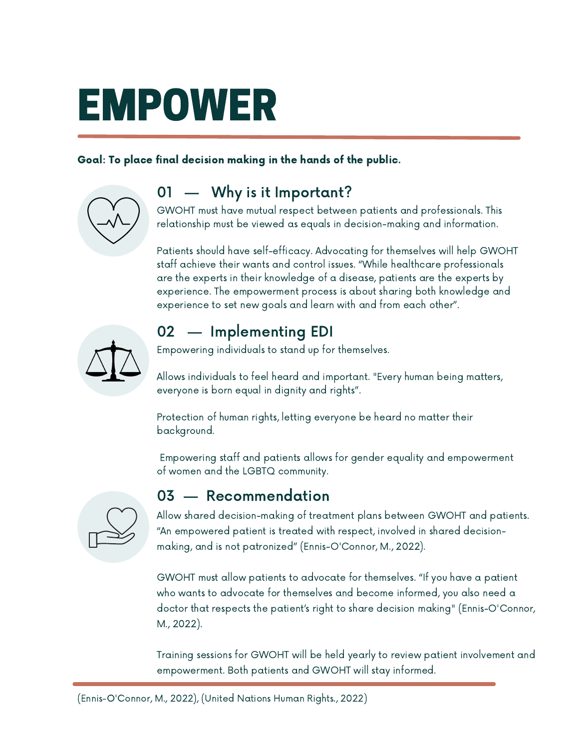# EMPOWER

**Goal: To place final decision making in the hands of the public.**

## 01 — Why is it Important?

GWOHT must have mutual respect between patients and professionals. This relationship must be viewed as equals in decision-making and information.

Patients should have self-efficacy. Advocating for themselves will help GWOHT staff achieve their wants and control issues. "While healthcare professionals are the experts in their knowledge of a disease, patients are the experts by experience. The empowerment process is about sharing both knowledge and experience to set new goals and learn with and from each other".

## 02 — Implementing EDI

Empowering individuals to stand up for themselves.

Allows individuals to feel heard and important. "Every human being matters, everyone is born equal in dignity and rights".

Protection of human rights, letting everyone be heard no matter their background.

Empowering staff and patients allows for gender equality and empowerment of women and the LGBTQ community.

## 03 — Recommendation

Allow shared decision-making of treatment plans between GWOHT and patients. "An empowered patient is treated with respect, involved in shared decision-making, and is not patronized" (Ennis-O'Connor, M., 2022).

GWOHT must allow patients to advocate for themselves. "If you have a patient who wants to advocate for themselves and become informed, you also need a doctor that respects the patient's right to share decision making" (Ennis-O'Connor, M., 2022).

Training sessions for GWOHT will be held yearly to review patient involvement and empowerment. Both patients and GWOHT will stay informed.

(Ennis-O'Connor, M., 2022), (United Nations Human Rights., 2022)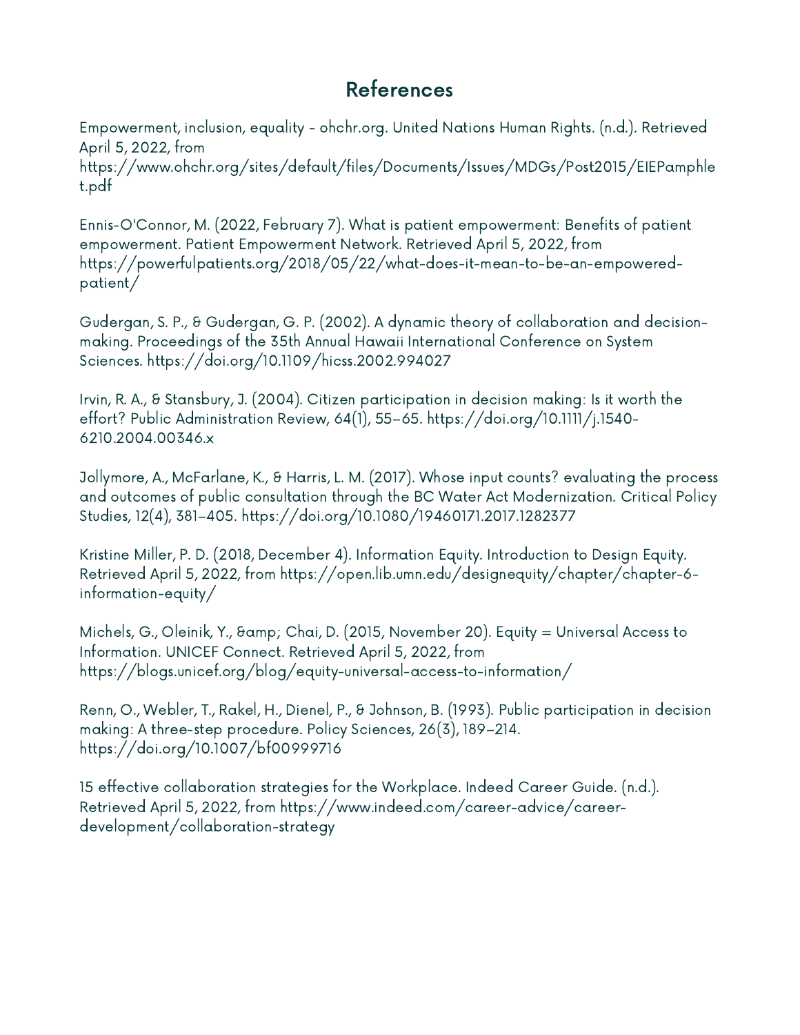# References

Empowerment, inclusion, equality - ohchr.org. United Nations Human Rights. (n.d.). Retrieved April 5, 2022, from https://www.ohchr.org/sites/default/files/Documents/Issues/MDGs/Post2015/EIEPamphlet.pdf

Ennis-O'Connor, M. (2022, February 7). What is patient empowerment: Benefits of patient empowerment. Patient Empowerment Network. Retrieved April 5, 2022, from https://powerfulpatients.org/2018/05/22/what-does-it-mean-to-be-an-empowered-patient/

Gudergan, S. P., & Gudergan, G. P. (2002). A dynamic theory of collaboration and decision-making. Proceedings of the 35th Annual Hawaii International Conference on System Sciences. https://doi.org/10.1109/hicss.2002.994027

Irvin, R. A., & Stansbury, J. (2004). Citizen participation in decision making: Is it worth the effort? Public Administration Review, 64(1), 55–65. https://doi.org/10.1111/j.1540-6210.2004.00346.x

Jollymore, A., McFarlane, K., & Harris, L. M. (2017). Whose input counts? evaluating the process and outcomes of public consultation through the BC Water Act Modernization. Critical Policy Studies, 12(4), 381–405. https://doi.org/10.1080/19460171.2017.1282377

Kristine Miller, P. D. (2018, December 4). Information Equity. Introduction to Design Equity. Retrieved April 5, 2022, from https://open.lib.umn.edu/designequity/chapter/chapter-6-information-equity/

Michels, G., Oleinik, Y., &amp; Chai, D. (2015, November 20). Equity = Universal Access to Information. UNICEF Connect. Retrieved April 5, 2022, from https://blogs.unicef.org/blog/equity-universal-access-to-information/

Renn, O., Webler, T., Rakel, H., Dienel, P., & Johnson, B. (1993). Public participation in decision making: A three-step procedure. Policy Sciences, 26(3), 189–214. https://doi.org/10.1007/bf00999716

15 effective collaboration strategies for the Workplace. Indeed Career Guide. (n.d.). Retrieved April 5, 2022, from https://www.indeed.com/career-advice/career-development/collaboration-strategy